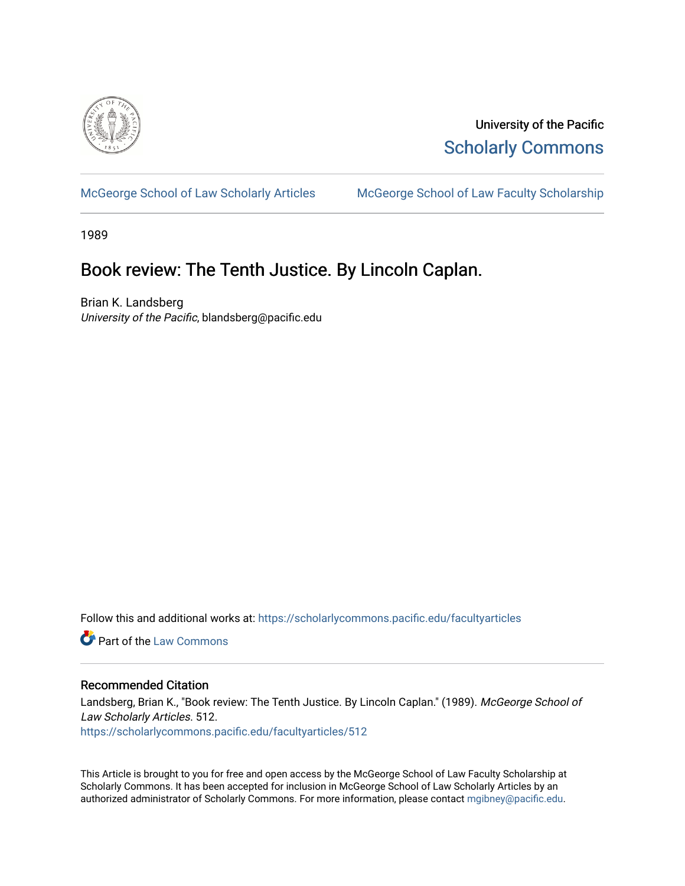University of the Pacific

Scholarly Commons

McGeorge School of Law Scholarly Articles | McGeorge School of Law Faculty Scholarship

1989

# Book review: The Tenth Justice. By Lincoln Caplan.

Brian K. Landsberg
*University of the Pacific*, blandsberg@pacific.edu

Follow this and additional works at: https://scholarlycommons.pacific.edu/facultyarticles

Part of the Law Commons

## Recommended Citation

Landsberg, Brian K., "Book review: The Tenth Justice. By Lincoln Caplan." (1989). *McGeorge School of Law Scholarly Articles*. 512.
https://scholarlycommons.pacific.edu/facultyarticles/512

This Article is brought to you for free and open access by the McGeorge School of Law Faculty Scholarship at Scholarly Commons. It has been accepted for inclusion in McGeorge School of Law Scholarly Articles by an authorized administrator of Scholarly Commons. For more information, please contact mgibney@pacific.edu.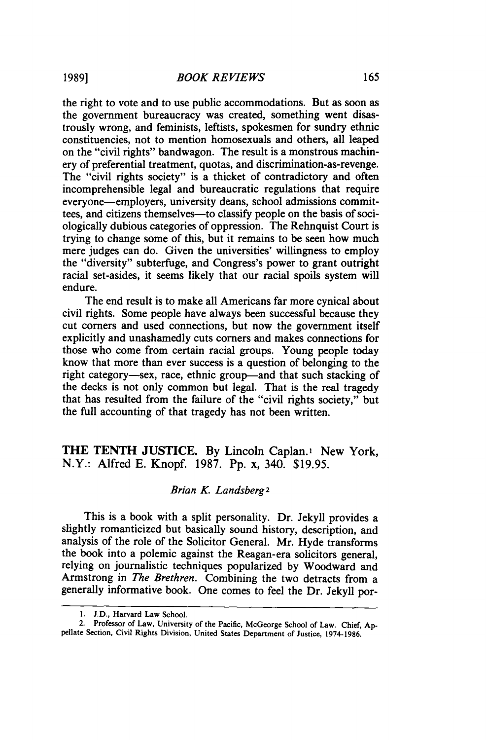the right to vote and to use public accommodations. But as soon as the government bureaucracy was created, something went disastrously wrong, and feminists, leftists, spokesmen for sundry ethnic constituencies, not to mention homosexuals and others, all leaped on the "civil rights" bandwagon. The result is a monstrous machinery of preferential treatment, quotas, and discrimination-as-revenge. The "civil rights society" is a thicket of contradictory and often incomprehensible legal and bureaucratic regulations that require everyone—employers, university deans, school admissions committees, and citizens themselves—to classify people on the basis of sociologically dubious categories of oppression. The Rehnquist Court is trying to change some of this, but it remains to be seen how much mere judges can do. Given the universities' willingness to employ the "diversity" subterfuge, and Congress's power to grant outright racial set-asides, it seems likely that our racial spoils system will endure.

The end result is to make all Americans far more cynical about civil rights. Some people have always been successful because they cut corners and used connections, but now the government itself explicitly and unashamedly cuts corners and makes connections for those who come from certain racial groups. Young people today know that more than ever success is a question of belonging to the right category—sex, race, ethnic group—and that such stacking of the decks is not only common but legal. That is the real tragedy that has resulted from the failure of the "civil rights society," but the full accounting of that tragedy has not been written.

## THE TENTH JUSTICE. By Lincoln Caplan.[1] New York, N.Y.: Alfred E. Knopf. 1987. Pp. x, 340. $19.95.

*Brian K. Landsberg*[2]

This is a book with a split personality. Dr. Jekyll provides a slightly romanticized but basically sound history, description, and analysis of the role of the Solicitor General. Mr. Hyde transforms the book into a polemic against the Reagan-era solicitors general, relying on journalistic techniques popularized by Woodward and Armstrong in *The Brethren*. Combining the two detracts from a generally informative book. One comes to feel the Dr. Jekyll por-

1. J.D., Harvard Law School.
2. Professor of Law, University of the Pacific, McGeorge School of Law. Chief, Appellate Section, Civil Rights Division, United States Department of Justice, 1974-1986.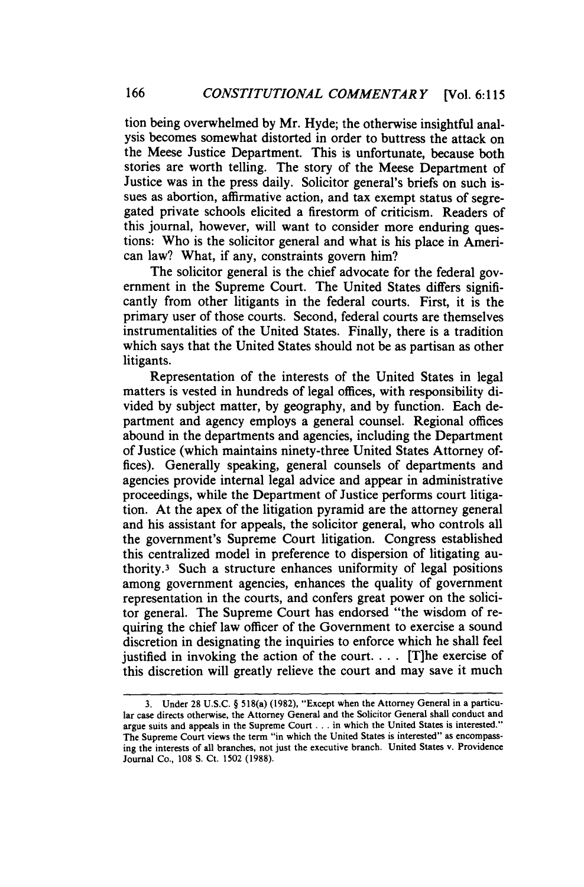tion being overwhelmed by Mr. Hyde; the otherwise insightful analysis becomes somewhat distorted in order to buttress the attack on the Meese Justice Department. This is unfortunate, because both stories are worth telling. The story of the Meese Department of Justice was in the press daily. Solicitor general's briefs on such issues as abortion, affirmative action, and tax exempt status of segregated private schools elicited a firestorm of criticism. Readers of this journal, however, will want to consider more enduring questions: Who is the solicitor general and what is his place in American law? What, if any, constraints govern him?

The solicitor general is the chief advocate for the federal government in the Supreme Court. The United States differs significantly from other litigants in the federal courts. First, it is the primary user of those courts. Second, federal courts are themselves instrumentalities of the United States. Finally, there is a tradition which says that the United States should not be as partisan as other litigants.

Representation of the interests of the United States in legal matters is vested in hundreds of legal offices, with responsibility divided by subject matter, by geography, and by function. Each department and agency employs a general counsel. Regional offices abound in the departments and agencies, including the Department of Justice (which maintains ninety-three United States Attorney offices). Generally speaking, general counsels of departments and agencies provide internal legal advice and appear in administrative proceedings, while the Department of Justice performs court litigation. At the apex of the litigation pyramid are the attorney general and his assistant for appeals, the solicitor general, who controls all the government's Supreme Court litigation. Congress established this centralized model in preference to dispersion of litigating authority.[3] Such a structure enhances uniformity of legal positions among government agencies, enhances the quality of government representation in the courts, and confers great power on the solicitor general. The Supreme Court has endorsed "the wisdom of requiring the chief law officer of the Government to exercise a sound discretion in designating the inquiries to enforce which he shall feel justified in invoking the action of the court. . . . [T]he exercise of this discretion will greatly relieve the court and may save it much

---

3. Under 28 U.S.C. § 518(a) (1982), "Except when the Attorney General in a particular case directs otherwise, the Attorney General and the Solicitor General shall conduct and argue suits and appeals in the Supreme Court . . . in which the United States is interested." The Supreme Court views the term "in which the United States is interested" as encompassing the interests of all branches, not just the executive branch. United States v. Providence Journal Co., 108 S. Ct. 1502 (1988).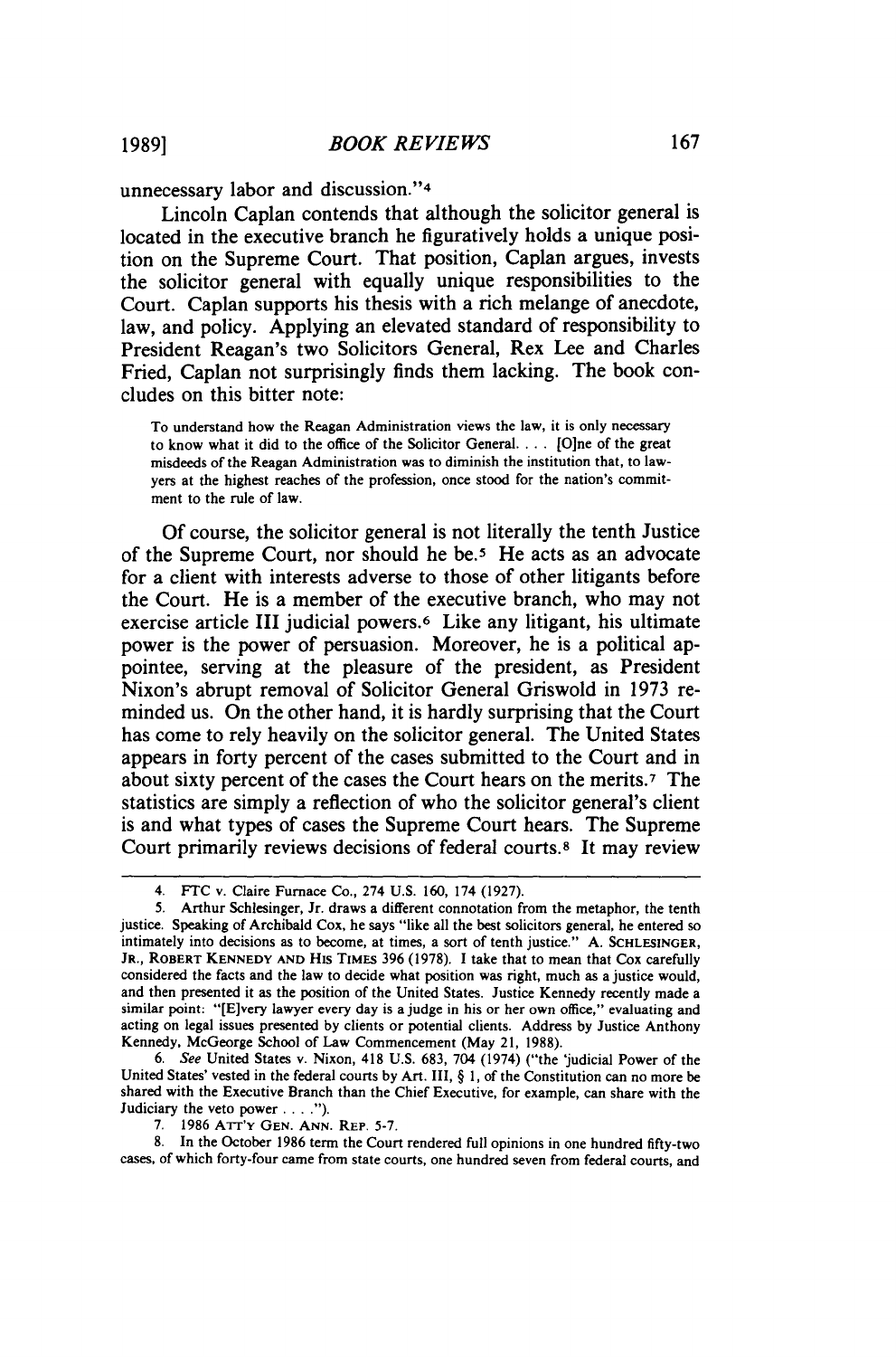unnecessary labor and discussion."[4]

Lincoln Caplan contends that although the solicitor general is located in the executive branch he figuratively holds a unique position on the Supreme Court. That position, Caplan argues, invests the solicitor general with equally unique responsibilities to the Court. Caplan supports his thesis with a rich melange of anecdote, law, and policy. Applying an elevated standard of responsibility to President Reagan's two Solicitors General, Rex Lee and Charles Fried, Caplan not surprisingly finds them lacking. The book concludes on this bitter note:

> To understand how the Reagan Administration views the law, it is only necessary to know what it did to the office of the Solicitor General. . . . [O]ne of the great misdeeds of the Reagan Administration was to diminish the institution that, to lawyers at the highest reaches of the profession, once stood for the nation's commitment to the rule of law.

Of course, the solicitor general is not literally the tenth Justice of the Supreme Court, nor should he be.[5] He acts as an advocate for a client with interests adverse to those of other litigants before the Court. He is a member of the executive branch, who may not exercise article III judicial powers.[6] Like any litigant, his ultimate power is the power of persuasion. Moreover, he is a political appointee, serving at the pleasure of the president, as President Nixon's abrupt removal of Solicitor General Griswold in 1973 reminded us. On the other hand, it is hardly surprising that the Court has come to rely heavily on the solicitor general. The United States appears in forty percent of the cases submitted to the Court and in about sixty percent of the cases the Court hears on the merits.[7] The statistics are simply a reflection of who the solicitor general's client is and what types of cases the Supreme Court hears. The Supreme Court primarily reviews decisions of federal courts.[8] It may review

---

4. FTC v. Claire Furnace Co., 274 U.S. 160, 174 (1927).

5. Arthur Schlesinger, Jr. draws a different connotation from the metaphor, the tenth justice. Speaking of Archibald Cox, he says "like all the best solicitors general, he entered so intimately into decisions as to become, at times, a sort of tenth justice." A. SCHLESINGER, JR., ROBERT KENNEDY AND HIS TIMES 396 (1978). I take that to mean that Cox carefully considered the facts and the law to decide what position was right, much as a justice would, and then presented it as the position of the United States. Justice Kennedy recently made a similar point: "[E]very lawyer every day is a judge in his or her own office," evaluating and acting on legal issues presented by clients or potential clients. Address by Justice Anthony Kennedy, McGeorge School of Law Commencement (May 21, 1988).

6. *See* United States v. Nixon, 418 U.S. 683, 704 (1974) ("the 'judicial Power of the United States' vested in the federal courts by Art. III, § 1, of the Constitution can no more be shared with the Executive Branch than the Chief Executive, for example, can share with the Judiciary the veto power . . . .").

7. 1986 ATT'Y GEN. ANN. REP. 5-7.

8. In the October 1986 term the Court rendered full opinions in one hundred fifty-two cases, of which forty-four came from state courts, one hundred seven from federal courts, and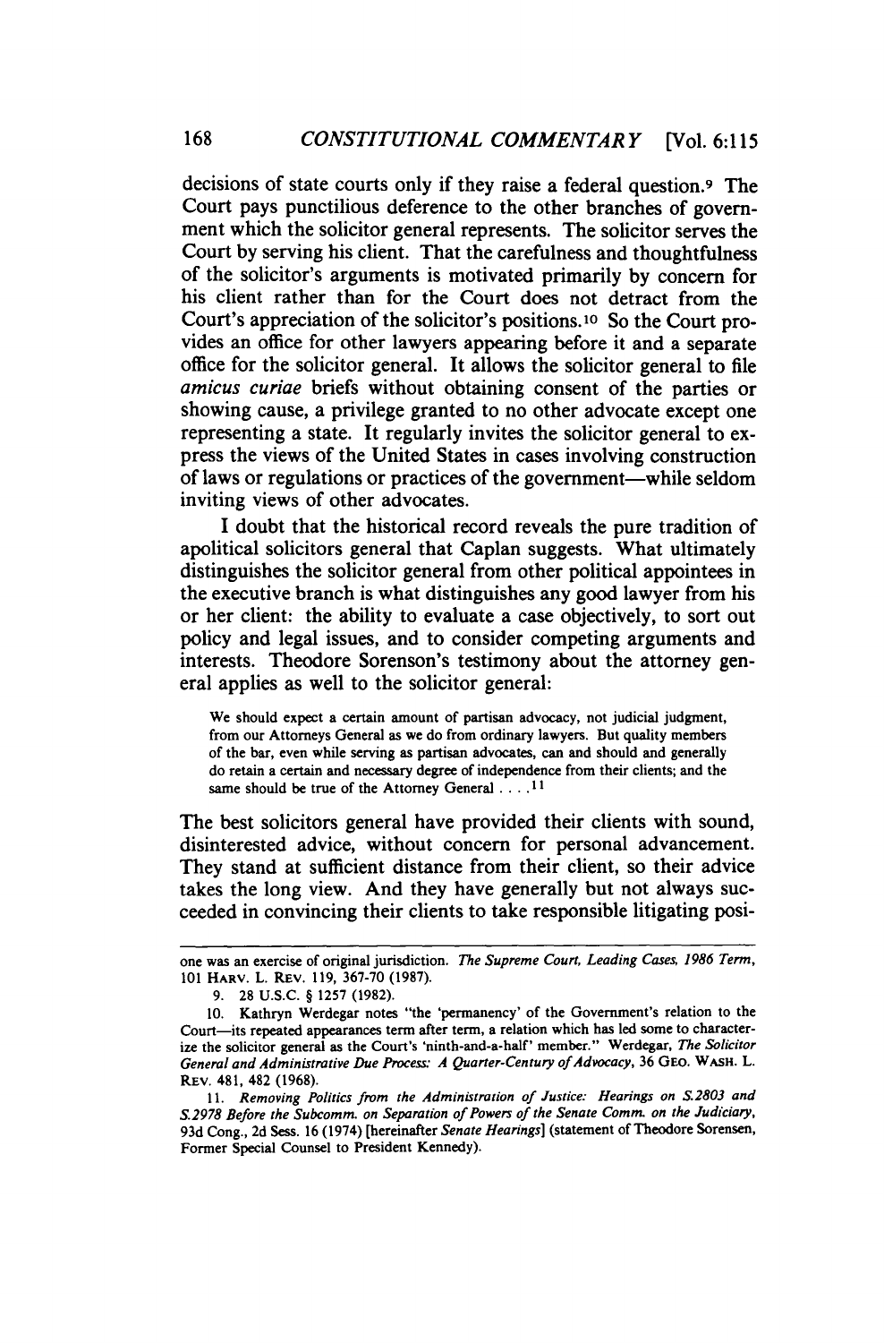decisions of state courts only if they raise a federal question.[9] The Court pays punctilious deference to the other branches of government which the solicitor general represents. The solicitor serves the Court by serving his client. That the carefulness and thoughtfulness of the solicitor's arguments is motivated primarily by concern for his client rather than for the Court does not detract from the Court's appreciation of the solicitor's positions.[10] So the Court provides an office for other lawyers appearing before it and a separate office for the solicitor general. It allows the solicitor general to file *amicus curiae* briefs without obtaining consent of the parties or showing cause, a privilege granted to no other advocate except one representing a state. It regularly invites the solicitor general to express the views of the United States in cases involving construction of laws or regulations or practices of the government—while seldom inviting views of other advocates.

I doubt that the historical record reveals the pure tradition of apolitical solicitors general that Caplan suggests. What ultimately distinguishes the solicitor general from other political appointees in the executive branch is what distinguishes any good lawyer from his or her client: the ability to evaluate a case objectively, to sort out policy and legal issues, and to consider competing arguments and interests. Theodore Sorenson's testimony about the attorney general applies as well to the solicitor general:

> We should expect a certain amount of partisan advocacy, not judicial judgment, from our Attorneys General as we do from ordinary lawyers. But quality members of the bar, even while serving as partisan advocates, can and should and generally do retain a certain and necessary degree of independence from their clients; and the same should be true of the Attorney General . . . .[11]

The best solicitors general have provided their clients with sound, disinterested advice, without concern for personal advancement. They stand at sufficient distance from their client, so their advice takes the long view. And they have generally but not always succeeded in convincing their clients to take responsible litigating posi-

---

one was an exercise of original jurisdiction. *The Supreme Court, Leading Cases, 1986 Term*, 101 HARV. L. REV. 119, 367-70 (1987).

9. 28 U.S.C. § 1257 (1982).

10. Kathryn Werdegar notes "the 'permanency' of the Government's relation to the Court—its repeated appearances term after term, a relation which has led some to characterize the solicitor general as the Court's 'ninth-and-a-half' member." Werdegar, *The Solicitor General and Administrative Due Process: A Quarter-Century of Advocacy*, 36 GEO. WASH. L. REV. 481, 482 (1968).

11. *Removing Politics from the Administration of Justice: Hearings on S.2803 and S.2978 Before the Subcomm. on Separation of Powers of the Senate Comm. on the Judiciary*, 93d Cong., 2d Sess. 16 (1974) [hereinafter *Senate Hearings*] (statement of Theodore Sorensen, Former Special Counsel to President Kennedy).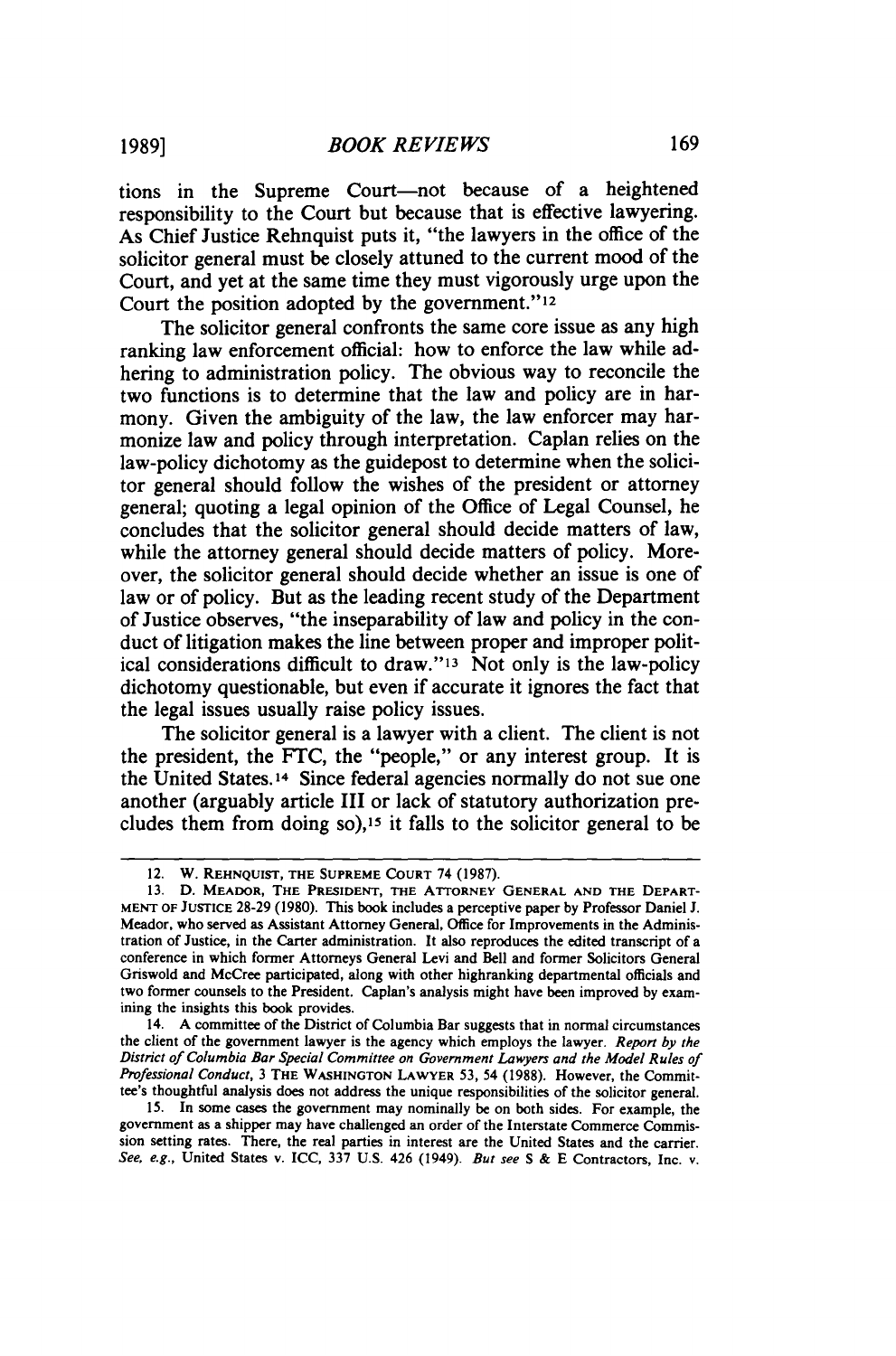tions in the Supreme Court—not because of a heightened responsibility to the Court but because that is effective lawyering. As Chief Justice Rehnquist puts it, "the lawyers in the office of the solicitor general must be closely attuned to the current mood of the Court, and yet at the same time they must vigorously urge upon the Court the position adopted by the government."[12]

The solicitor general confronts the same core issue as any high ranking law enforcement official: how to enforce the law while adhering to administration policy. The obvious way to reconcile the two functions is to determine that the law and policy are in harmony. Given the ambiguity of the law, the law enforcer may harmonize law and policy through interpretation. Caplan relies on the law-policy dichotomy as the guidepost to determine when the solicitor general should follow the wishes of the president or attorney general; quoting a legal opinion of the Office of Legal Counsel, he concludes that the solicitor general should decide matters of law, while the attorney general should decide matters of policy. Moreover, the solicitor general should decide whether an issue is one of law or of policy. But as the leading recent study of the Department of Justice observes, "the inseparability of law and policy in the conduct of litigation makes the line between proper and improper political considerations difficult to draw."[13] Not only is the law-policy dichotomy questionable, but even if accurate it ignores the fact that the legal issues usually raise policy issues.

The solicitor general is a lawyer with a client. The client is not the president, the FTC, the "people," or any interest group. It is the United States.[14] Since federal agencies normally do not sue one another (arguably article III or lack of statutory authorization precludes them from doing so),[15] it falls to the solicitor general to be

---

12. W. REHNQUIST, THE SUPREME COURT 74 (1987).

13. D. MEADOR, THE PRESIDENT, THE ATTORNEY GENERAL AND THE DEPARTMENT OF JUSTICE 28-29 (1980). This book includes a perceptive paper by Professor Daniel J. Meador, who served as Assistant Attorney General, Office for Improvements in the Administration of Justice, in the Carter administration. It also reproduces the edited transcript of a conference in which former Attorneys General Levi and Bell and former Solicitors General Griswold and McCree participated, along with other highranking departmental officials and two former counsels to the President. Caplan's analysis might have been improved by examining the insights this book provides.

14. A committee of the District of Columbia Bar suggests that in normal circumstances the client of the government lawyer is the agency which employs the lawyer. *Report by the District of Columbia Bar Special Committee on Government Lawyers and the Model Rules of Professional Conduct*, 3 THE WASHINGTON LAWYER 53, 54 (1988). However, the Committee's thoughtful analysis does not address the unique responsibilities of the solicitor general.

15. In some cases the government may nominally be on both sides. For example, the government as a shipper may have challenged an order of the Interstate Commerce Commission setting rates. There, the real parties in interest are the United States and the carrier. *See, e.g.*, United States v. ICC, 337 U.S. 426 (1949). *But see* S & E Contractors, Inc. v.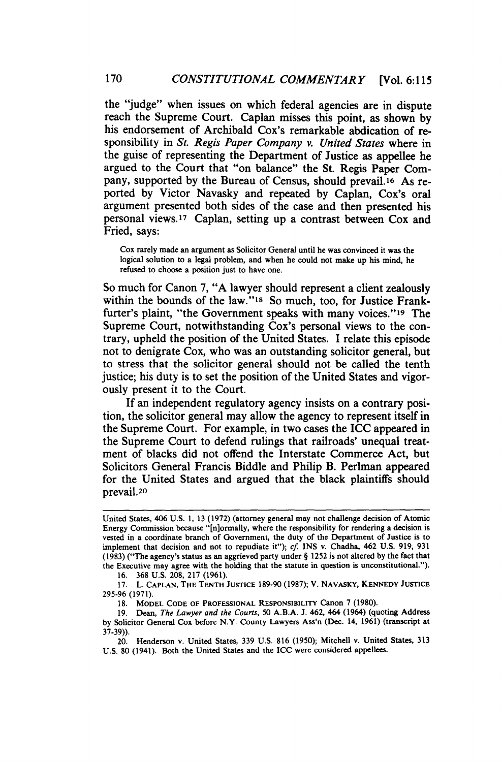the "judge" when issues on which federal agencies are in dispute reach the Supreme Court. Caplan misses this point, as shown by his endorsement of Archibald Cox's remarkable abdication of responsibility in *St. Regis Paper Company v. United States* where in the guise of representing the Department of Justice as appellee he argued to the Court that "on balance" the St. Regis Paper Company, supported by the Bureau of Census, should prevail.[16] As reported by Victor Navasky and repeated by Caplan, Cox's oral argument presented both sides of the case and then presented his personal views.[17] Caplan, setting up a contrast between Cox and Fried, says:

> Cox rarely made an argument as Solicitor General until he was convinced it was the logical solution to a legal problem, and when he could not make up his mind, he refused to choose a position just to have one.

So much for Canon 7, "A lawyer should represent a client zealously within the bounds of the law."[18] So much, too, for Justice Frankfurter's plaint, "the Government speaks with many voices."[19] The Supreme Court, notwithstanding Cox's personal views to the contrary, upheld the position of the United States. I relate this episode not to denigrate Cox, who was an outstanding solicitor general, but to stress that the solicitor general should not be called the tenth justice; his duty is to set the position of the United States and vigorously present it to the Court.

If an independent regulatory agency insists on a contrary position, the solicitor general may allow the agency to represent itself in the Supreme Court. For example, in two cases the ICC appeared in the Supreme Court to defend rulings that railroads' unequal treatment of blacks did not offend the Interstate Commerce Act, but Solicitors General Francis Biddle and Philip B. Perlman appeared for the United States and argued that the black plaintiffs should prevail.[20]

---

United States, 406 U.S. 1, 13 (1972) (attorney general may not challenge decision of Atomic Energy Commission because "[n]ormally, where the responsibility for rendering a decision is vested in a coordinate branch of Government, the duty of the Department of Justice is to implement that decision and not to repudiate it"); *cf.* INS v. Chadha, 462 U.S. 919, 931 (1983) ("The agency's status as an aggrieved party under § 1252 is not altered by the fact that the Executive may agree with the holding that the statute in question is unconstitutional.").

16. 368 U.S. 208, 217 (1961).

17. L. CAPLAN, THE TENTH JUSTICE 189-90 (1987); V. NAVASKY, KENNEDY JUSTICE 295-96 (1971).

18. MODEL CODE OF PROFESSIONAL RESPONSIBILITY Canon 7 (1980).

19. Dean, *The Lawyer and the Courts*, 50 A.B.A. J. 462, 464 (1964) (quoting Address by Solicitor General Cox before N.Y. County Lawyers Ass'n (Dec. 14, 1961) (transcript at 37-39)).

20. Henderson v. United States, 339 U.S. 816 (1950); Mitchell v. United States, 313 U.S. 80 (1941). Both the United States and the ICC were considered appellees.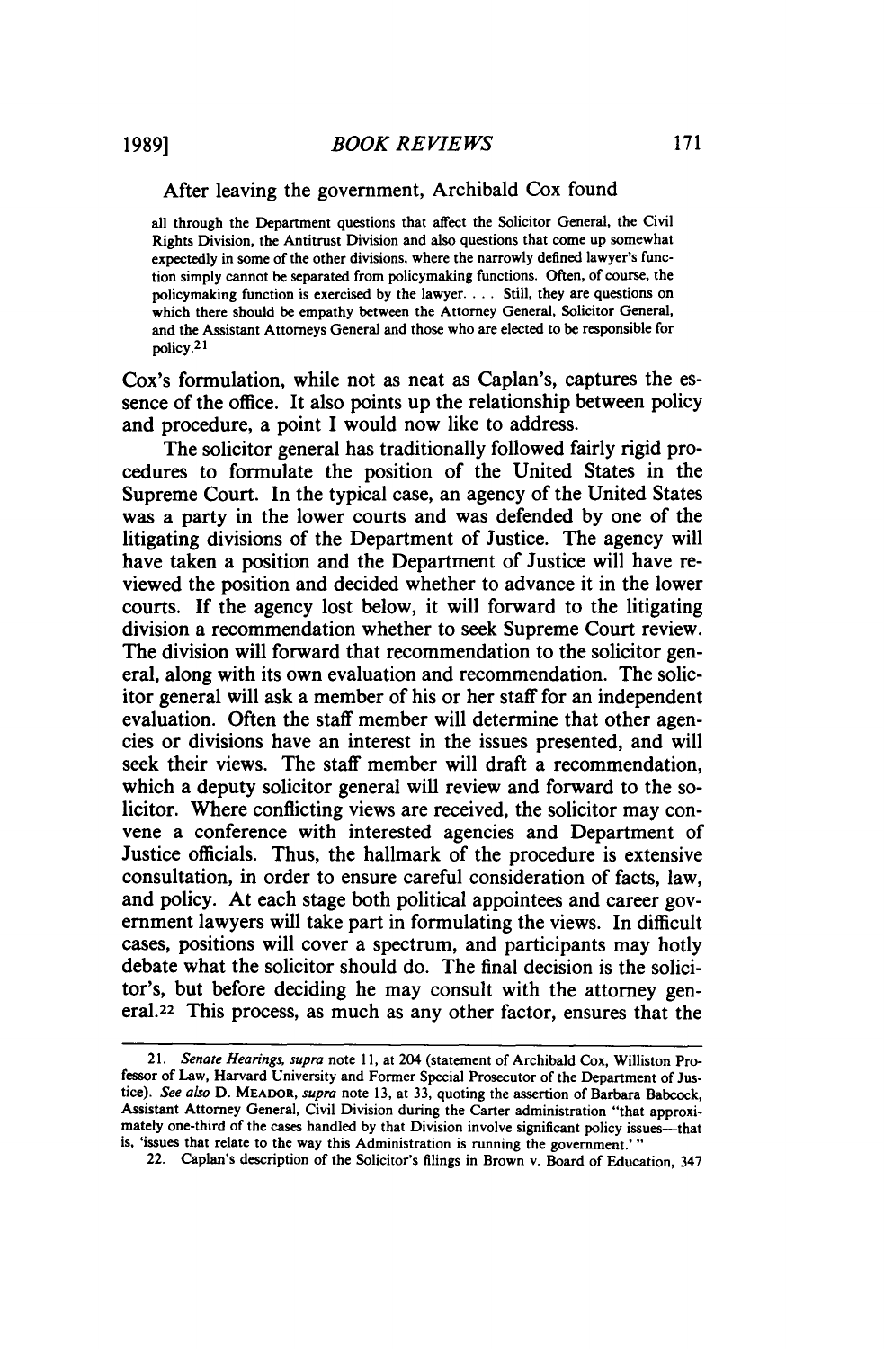After leaving the government, Archibald Cox found

> all through the Department questions that affect the Solicitor General, the Civil Rights Division, the Antitrust Division and also questions that come up somewhat expectedly in some of the other divisions, where the narrowly defined lawyer's function simply cannot be separated from policymaking functions. Often, of course, the policymaking function is exercised by the lawyer. . . . Still, they are questions on which there should be empathy between the Attorney General, Solicitor General, and the Assistant Attorneys General and those who are elected to be responsible for policy.[21]

Cox's formulation, while not as neat as Caplan's, captures the essence of the office. It also points up the relationship between policy and procedure, a point I would now like to address.

The solicitor general has traditionally followed fairly rigid procedures to formulate the position of the United States in the Supreme Court. In the typical case, an agency of the United States was a party in the lower courts and was defended by one of the litigating divisions of the Department of Justice. The agency will have taken a position and the Department of Justice will have reviewed the position and decided whether to advance it in the lower courts. If the agency lost below, it will forward to the litigating division a recommendation whether to seek Supreme Court review. The division will forward that recommendation to the solicitor general, along with its own evaluation and recommendation. The solicitor general will ask a member of his or her staff for an independent evaluation. Often the staff member will determine that other agencies or divisions have an interest in the issues presented, and will seek their views. The staff member will draft a recommendation, which a deputy solicitor general will review and forward to the solicitor. Where conflicting views are received, the solicitor may convene a conference with interested agencies and Department of Justice officials. Thus, the hallmark of the procedure is extensive consultation, in order to ensure careful consideration of facts, law, and policy. At each stage both political appointees and career government lawyers will take part in formulating the views. In difficult cases, positions will cover a spectrum, and participants may hotly debate what the solicitor should do. The final decision is the solicitor's, but before deciding he may consult with the attorney general.[22] This process, as much as any other factor, ensures that the

---

21. *Senate Hearings, supra* note 11, at 204 (statement of Archibald Cox, Williston Professor of Law, Harvard University and Former Special Prosecutor of the Department of Justice). *See also* D. MEADOR, *supra* note 13, at 33, quoting the assertion of Barbara Babcock, Assistant Attorney General, Civil Division during the Carter administration "that approximately one-third of the cases handled by that Division involve significant policy issues—that is, 'issues that relate to the way this Administration is running the government.' "

22. Caplan's description of the Solicitor's filings in Brown v. Board of Education, 347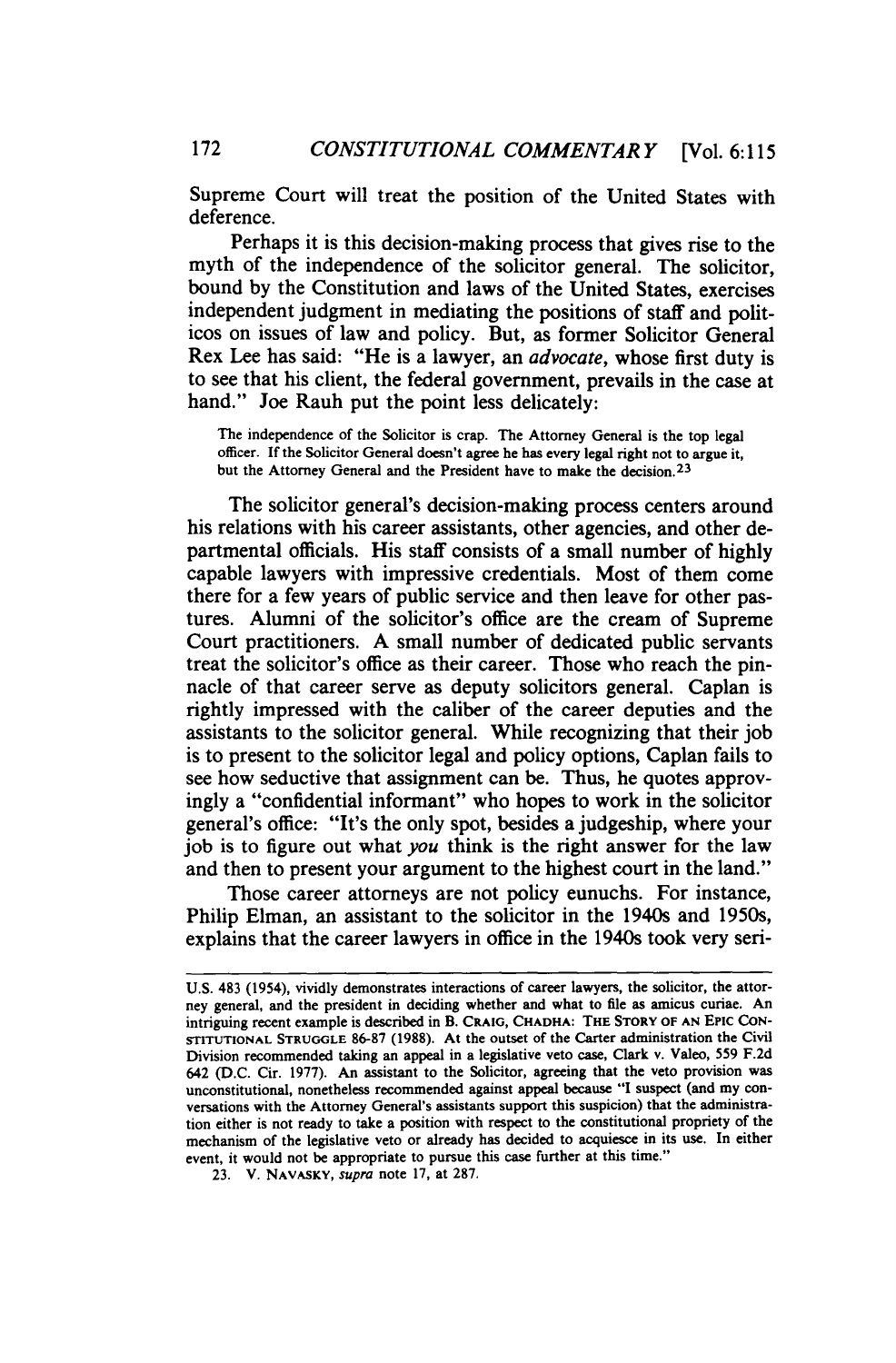Supreme Court will treat the position of the United States with deference.

Perhaps it is this decision-making process that gives rise to the myth of the independence of the solicitor general. The solicitor, bound by the Constitution and laws of the United States, exercises independent judgment in mediating the positions of staff and politicos on issues of law and policy. But, as former Solicitor General Rex Lee has said: "He is a lawyer, an *advocate*, whose first duty is to see that his client, the federal government, prevails in the case at hand." Joe Rauh put the point less delicately:

> The independence of the Solicitor is crap. The Attorney General is the top legal officer. If the Solicitor General doesn't agree he has every legal right not to argue it, but the Attorney General and the President have to make the decision.[23]

The solicitor general's decision-making process centers around his relations with his career assistants, other agencies, and other departmental officials. His staff consists of a small number of highly capable lawyers with impressive credentials. Most of them come there for a few years of public service and then leave for other pastures. Alumni of the solicitor's office are the cream of Supreme Court practitioners. A small number of dedicated public servants treat the solicitor's office as their career. Those who reach the pinnacle of that career serve as deputy solicitors general. Caplan is rightly impressed with the caliber of the career deputies and the assistants to the solicitor general. While recognizing that their job is to present to the solicitor legal and policy options, Caplan fails to see how seductive that assignment can be. Thus, he quotes approvingly a "confidential informant" who hopes to work in the solicitor general's office: "It's the only spot, besides a judgeship, where your job is to figure out what *you* think is the right answer for the law and then to present your argument to the highest court in the land."

Those career attorneys are not policy eunuchs. For instance, Philip Elman, an assistant to the solicitor in the 1940s and 1950s, explains that the career lawyers in office in the 1940s took very seri-

---

U.S. 483 (1954), vividly demonstrates interactions of career lawyers, the solicitor, the attorney general, and the president in deciding whether and what to file as amicus curiae. An intriguing recent example is described in B. CRAIG, CHADHA: THE STORY OF AN EPIC CONSTITUTIONAL STRUGGLE 86-87 (1988). At the outset of the Carter administration the Civil Division recommended taking an appeal in a legislative veto case, Clark v. Valeo, 559 F.2d 642 (D.C. Cir. 1977). An assistant to the Solicitor, agreeing that the veto provision was unconstitutional, nonetheless recommended against appeal because "I suspect (and my conversations with the Attorney General's assistants support this suspicion) that the administration either is not ready to take a position with respect to the constitutional propriety of the mechanism of the legislative veto or already has decided to acquiesce in its use. In either event, it would not be appropriate to pursue this case further at this time."

23. V. NAVASKY, *supra* note 17, at 287.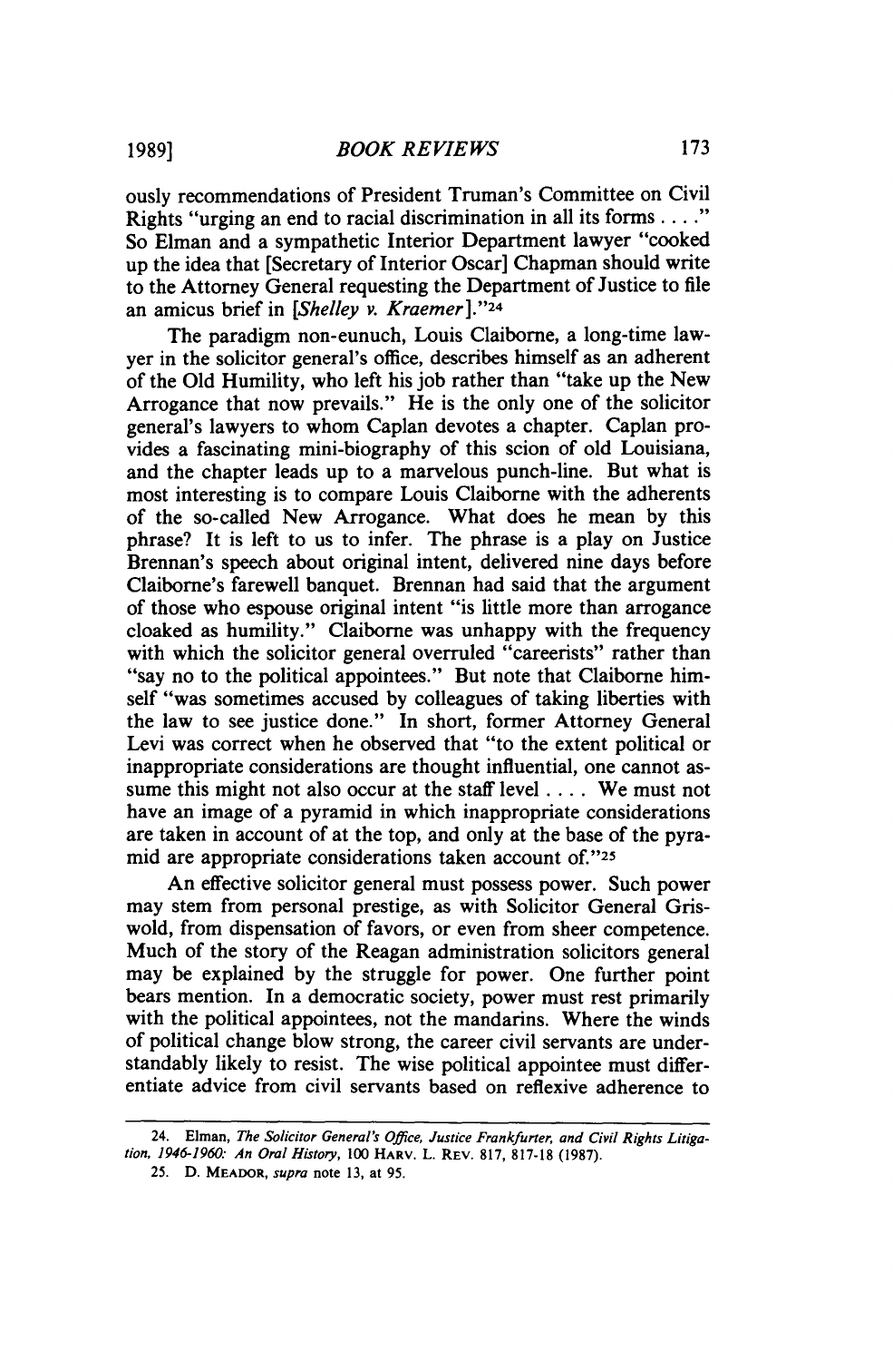ously recommendations of President Truman's Committee on Civil Rights "urging an end to racial discrimination in all its forms . . . ." So Elman and a sympathetic Interior Department lawyer "cooked up the idea that [Secretary of Interior Oscar] Chapman should write to the Attorney General requesting the Department of Justice to file an amicus brief in [*Shelley v. Kraemer*]."[24]

The paradigm non-eunuch, Louis Claiborne, a long-time lawyer in the solicitor general's office, describes himself as an adherent of the Old Humility, who left his job rather than "take up the New Arrogance that now prevails." He is the only one of the solicitor general's lawyers to whom Caplan devotes a chapter. Caplan provides a fascinating mini-biography of this scion of old Louisiana, and the chapter leads up to a marvelous punch-line. But what is most interesting is to compare Louis Claiborne with the adherents of the so-called New Arrogance. What does he mean by this phrase? It is left to us to infer. The phrase is a play on Justice Brennan's speech about original intent, delivered nine days before Claiborne's farewell banquet. Brennan had said that the argument of those who espouse original intent "is little more than arrogance cloaked as humility." Claiborne was unhappy with the frequency with which the solicitor general overruled "careerists" rather than "say no to the political appointees." But note that Claiborne himself "was sometimes accused by colleagues of taking liberties with the law to see justice done." In short, former Attorney General Levi was correct when he observed that "to the extent political or inappropriate considerations are thought influential, one cannot assume this might not also occur at the staff level . . . . We must not have an image of a pyramid in which inappropriate considerations are taken in account of at the top, and only at the base of the pyramid are appropriate considerations taken account of."[25]

An effective solicitor general must possess power. Such power may stem from personal prestige, as with Solicitor General Griswold, from dispensation of favors, or even from sheer competence. Much of the story of the Reagan administration solicitors general may be explained by the struggle for power. One further point bears mention. In a democratic society, power must rest primarily with the political appointees, not the mandarins. Where the winds of political change blow strong, the career civil servants are understandably likely to resist. The wise political appointee must differentiate advice from civil servants based on reflexive adherence to

---

24. Elman, *The Solicitor General's Office, Justice Frankfurter, and Civil Rights Litigation, 1946-1960: An Oral History*, 100 HARV. L. REV. 817, 817-18 (1987).

25. D. MEADOR, *supra* note 13, at 95.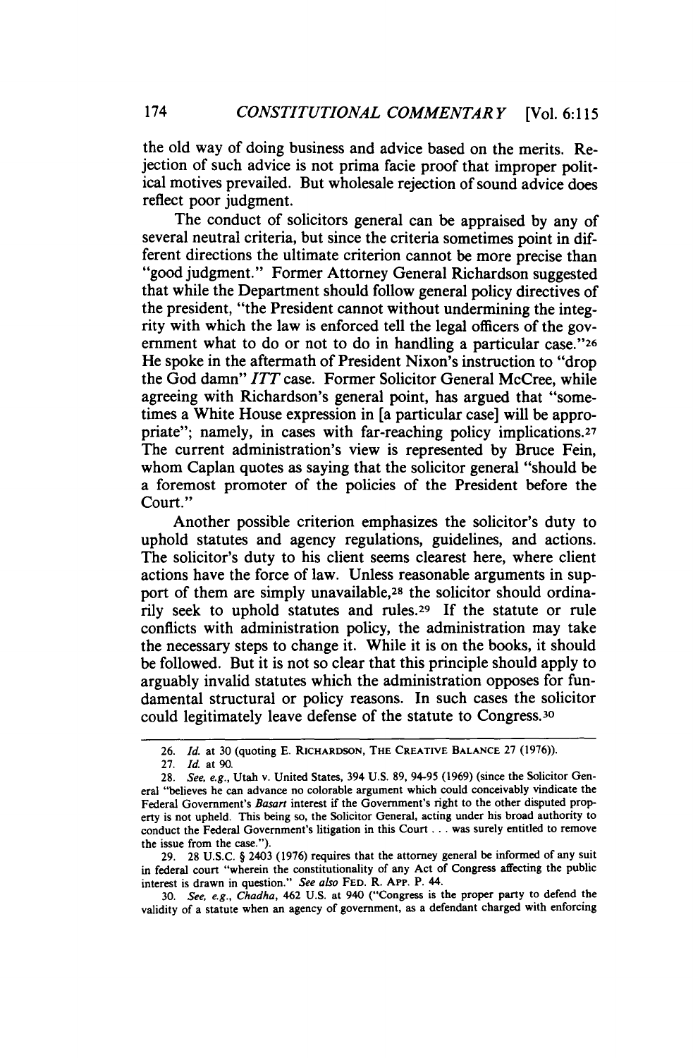the old way of doing business and advice based on the merits. Rejection of such advice is not prima facie proof that improper political motives prevailed. But wholesale rejection of sound advice does reflect poor judgment.

The conduct of solicitors general can be appraised by any of several neutral criteria, but since the criteria sometimes point in different directions the ultimate criterion cannot be more precise than "good judgment." Former Attorney General Richardson suggested that while the Department should follow general policy directives of the president, "the President cannot without undermining the integrity with which the law is enforced tell the legal officers of the government what to do or not to do in handling a particular case."[26] He spoke in the aftermath of President Nixon's instruction to "drop the God damn" *ITT* case. Former Solicitor General McCree, while agreeing with Richardson's general point, has argued that "sometimes a White House expression in [a particular case] will be appropriate"; namely, in cases with far-reaching policy implications.[27] The current administration's view is represented by Bruce Fein, whom Caplan quotes as saying that the solicitor general "should be a foremost promoter of the policies of the President before the Court."

Another possible criterion emphasizes the solicitor's duty to uphold statutes and agency regulations, guidelines, and actions. The solicitor's duty to his client seems clearest here, where client actions have the force of law. Unless reasonable arguments in support of them are simply unavailable,[28] the solicitor should ordinarily seek to uphold statutes and rules.[29] If the statute or rule conflicts with administration policy, the administration may take the necessary steps to change it. While it is on the books, it should be followed. But it is not so clear that this principle should apply to arguably invalid statutes which the administration opposes for fundamental structural or policy reasons. In such cases the solicitor could legitimately leave defense of the statute to Congress.[30]

---

26. *Id.* at 30 (quoting E. RICHARDSON, THE CREATIVE BALANCE 27 (1976)).

27. *Id.* at 90.

28. *See, e.g.*, Utah v. United States, 394 U.S. 89, 94-95 (1969) (since the Solicitor General "believes he can advance no colorable argument which could conceivably vindicate the Federal Government's *Basart* interest if the Government's right to the other disputed property is not upheld. This being so, the Solicitor General, acting under his broad authority to conduct the Federal Government's litigation in this Court . . . was surely entitled to remove the issue from the case.").

29. 28 U.S.C. § 2403 (1976) requires that the attorney general be informed of any suit in federal court "wherein the constitutionality of any Act of Congress affecting the public interest is drawn in question." *See also* FED. R. APP. P. 44.

30. *See, e.g.*, *Chadha*, 462 U.S. at 940 ("Congress is the proper party to defend the validity of a statute when an agency of government, as a defendant charged with enforcing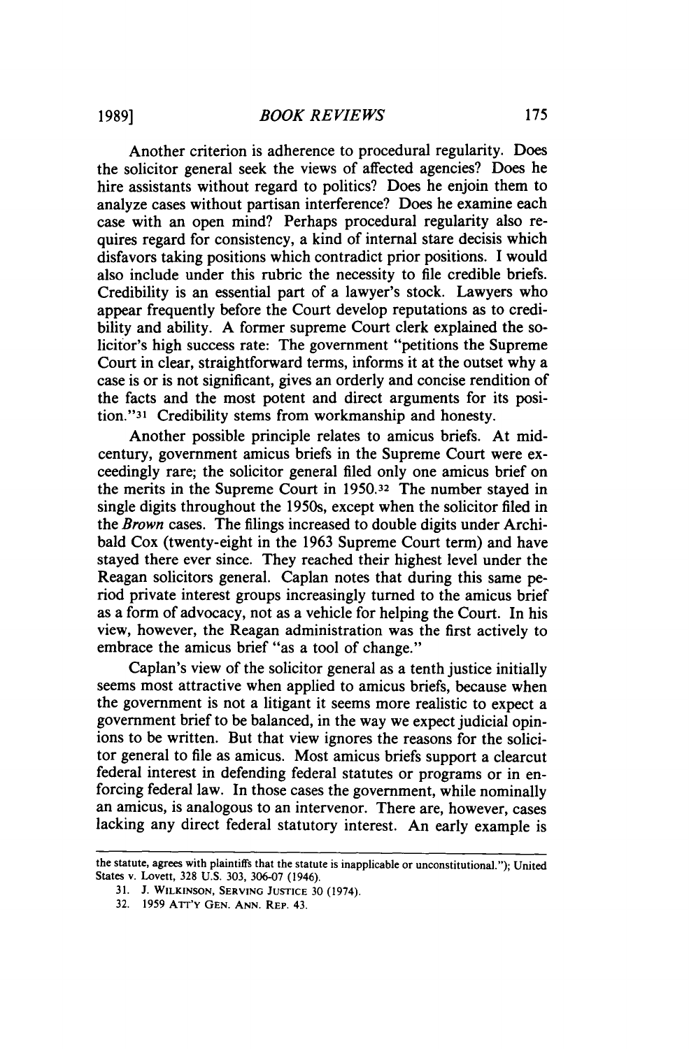Another criterion is adherence to procedural regularity. Does the solicitor general seek the views of affected agencies? Does he hire assistants without regard to politics? Does he enjoin them to analyze cases without partisan interference? Does he examine each case with an open mind? Perhaps procedural regularity also requires regard for consistency, a kind of internal stare decisis which disfavors taking positions which contradict prior positions. I would also include under this rubric the necessity to file credible briefs. Credibility is an essential part of a lawyer's stock. Lawyers who appear frequently before the Court develop reputations as to credibility and ability. A former supreme Court clerk explained the solicitor's high success rate: The government "petitions the Supreme Court in clear, straightforward terms, informs it at the outset why a case is or is not significant, gives an orderly and concise rendition of the facts and the most potent and direct arguments for its position."[31] Credibility stems from workmanship and honesty.

Another possible principle relates to amicus briefs. At mid-century, government amicus briefs in the Supreme Court were exceedingly rare; the solicitor general filed only one amicus brief on the merits in the Supreme Court in 1950.[32] The number stayed in single digits throughout the 1950s, except when the solicitor filed in the *Brown* cases. The filings increased to double digits under Archibald Cox (twenty-eight in the 1963 Supreme Court term) and have stayed there ever since. They reached their highest level under the Reagan solicitors general. Caplan notes that during this same period private interest groups increasingly turned to the amicus brief as a form of advocacy, not as a vehicle for helping the Court. In his view, however, the Reagan administration was the first actively to embrace the amicus brief "as a tool of change."

Caplan's view of the solicitor general as a tenth justice initially seems most attractive when applied to amicus briefs, because when the government is not a litigant it seems more realistic to expect a government brief to be balanced, in the way we expect judicial opinions to be written. But that view ignores the reasons for the solicitor general to file as amicus. Most amicus briefs support a clearcut federal interest in defending federal statutes or programs or in enforcing federal law. In those cases the government, while nominally an amicus, is analogous to an intervenor. There are, however, cases lacking any direct federal statutory interest. An early example is

---

the statute, agrees with plaintiffs that the statute is inapplicable or unconstitutional."); United States v. Lovett, 328 U.S. 303, 306-07 (1946).

31. J. Wilkinson, Serving Justice 30 (1974).

32. 1959 Att'y Gen. Ann. Rep. 43.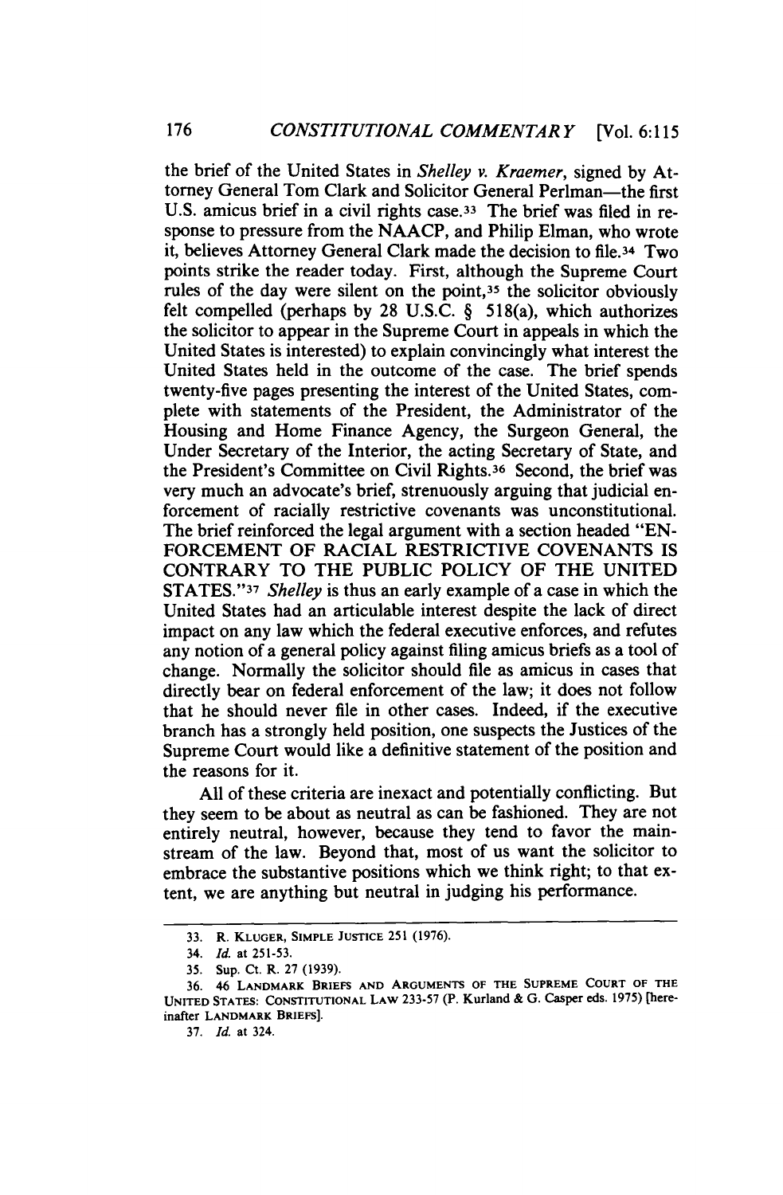the brief of the United States in *Shelley v. Kraemer*, signed by Attorney General Tom Clark and Solicitor General Perlman—the first U.S. amicus brief in a civil rights case.[33] The brief was filed in response to pressure from the NAACP, and Philip Elman, who wrote it, believes Attorney General Clark made the decision to file.[34] Two points strike the reader today. First, although the Supreme Court rules of the day were silent on the point,[35] the solicitor obviously felt compelled (perhaps by 28 U.S.C. § 518(a), which authorizes the solicitor to appear in the Supreme Court in appeals in which the United States is interested) to explain convincingly what interest the United States held in the outcome of the case. The brief spends twenty-five pages presenting the interest of the United States, complete with statements of the President, the Administrator of the Housing and Home Finance Agency, the Surgeon General, the Under Secretary of the Interior, the acting Secretary of State, and the President's Committee on Civil Rights.[36] Second, the brief was very much an advocate's brief, strenuously arguing that judicial enforcement of racially restrictive covenants was unconstitutional. The brief reinforced the legal argument with a section headed "ENFORCEMENT OF RACIAL RESTRICTIVE COVENANTS IS CONTRARY TO THE PUBLIC POLICY OF THE UNITED STATES."[37] *Shelley* is thus an early example of a case in which the United States had an articulable interest despite the lack of direct impact on any law which the federal executive enforces, and refutes any notion of a general policy against filing amicus briefs as a tool of change. Normally the solicitor should file as amicus in cases that directly bear on federal enforcement of the law; it does not follow that he should never file in other cases. Indeed, if the executive branch has a strongly held position, one suspects the Justices of the Supreme Court would like a definitive statement of the position and the reasons for it.

All of these criteria are inexact and potentially conflicting. But they seem to be about as neutral as can be fashioned. They are not entirely neutral, however, because they tend to favor the mainstream of the law. Beyond that, most of us want the solicitor to embrace the substantive positions which we think right; to that extent, we are anything but neutral in judging his performance.

---

33. R. KLUGER, SIMPLE JUSTICE 251 (1976).

34. *Id.* at 251-53.

35. Sup. Ct. R. 27 (1939).

36. 46 LANDMARK BRIEFS AND ARGUMENTS OF THE SUPREME COURT OF THE UNITED STATES: CONSTITUTIONAL LAW 233-57 (P. Kurland & G. Casper eds. 1975) [hereinafter LANDMARK BRIEFS].

37. *Id.* at 324.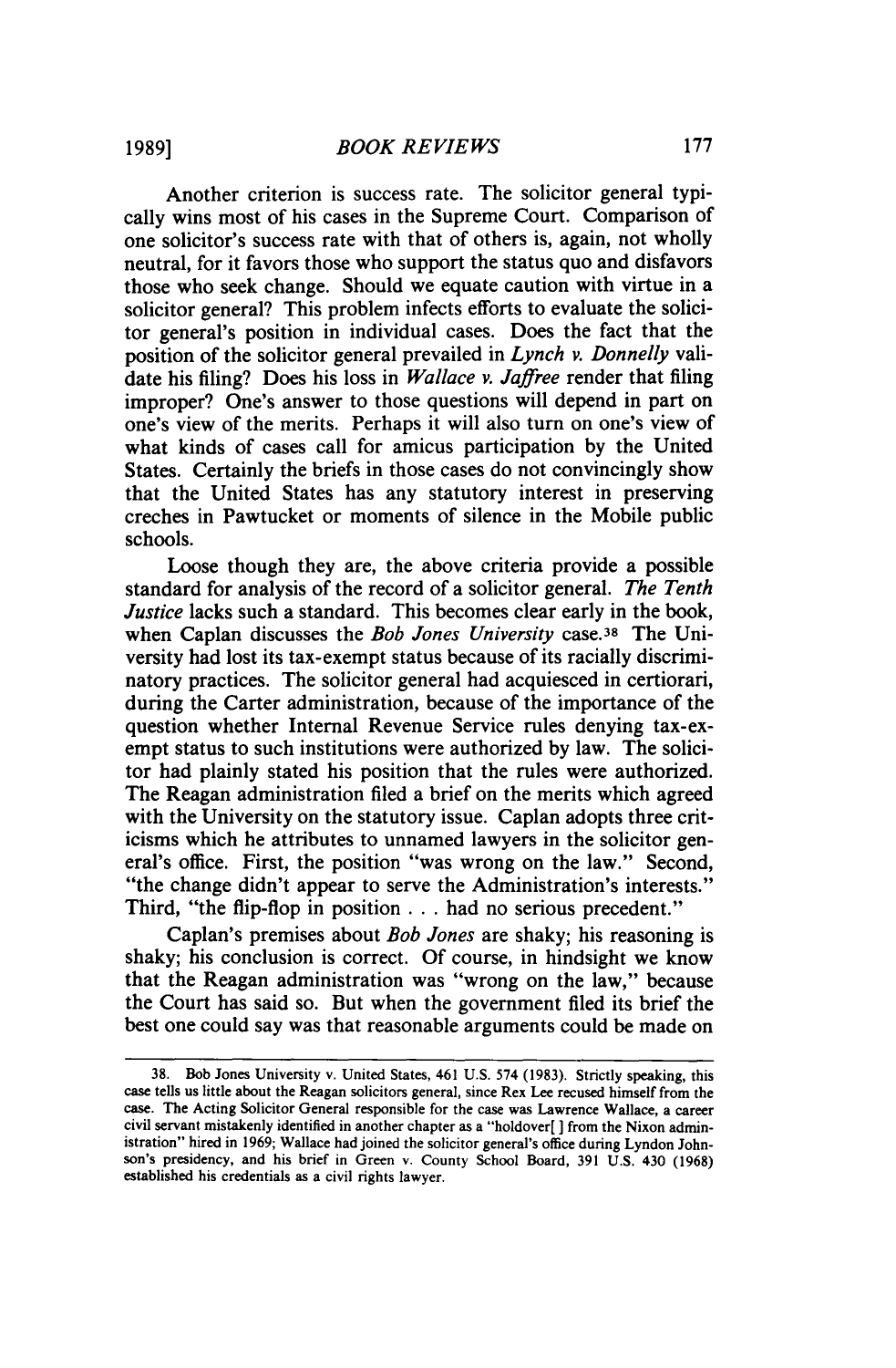Another criterion is success rate. The solicitor general typically wins most of his cases in the Supreme Court. Comparison of one solicitor's success rate with that of others is, again, not wholly neutral, for it favors those who support the status quo and disfavors those who seek change. Should we equate caution with virtue in a solicitor general? This problem infects efforts to evaluate the solicitor general's position in individual cases. Does the fact that the position of the solicitor general prevailed in *Lynch v. Donnelly* validate his filing? Does his loss in *Wallace v. Jaffree* render that filing improper? One's answer to those questions will depend in part on one's view of the merits. Perhaps it will also turn on one's view of what kinds of cases call for amicus participation by the United States. Certainly the briefs in those cases do not convincingly show that the United States has any statutory interest in preserving creches in Pawtucket or moments of silence in the Mobile public schools.

Loose though they are, the above criteria provide a possible standard for analysis of the record of a solicitor general. *The Tenth Justice* lacks such a standard. This becomes clear early in the book, when Caplan discusses the *Bob Jones University* case.[38] The University had lost its tax-exempt status because of its racially discriminatory practices. The solicitor general had acquiesced in certiorari, during the Carter administration, because of the importance of the question whether Internal Revenue Service rules denying tax-exempt status to such institutions were authorized by law. The solicitor had plainly stated his position that the rules were authorized. The Reagan administration filed a brief on the merits which agreed with the University on the statutory issue. Caplan adopts three criticisms which he attributes to unnamed lawyers in the solicitor general's office. First, the position "was wrong on the law." Second, "the change didn't appear to serve the Administration's interests." Third, "the flip-flop in position . . . had no serious precedent."

Caplan's premises about *Bob Jones* are shaky; his reasoning is shaky; his conclusion is correct. Of course, in hindsight we know that the Reagan administration was "wrong on the law," because the Court has said so. But when the government filed its brief the best one could say was that reasonable arguments could be made on

---

38. Bob Jones University v. United States, 461 U.S. 574 (1983). Strictly speaking, this case tells us little about the Reagan solicitors general, since Rex Lee recused himself from the case. The Acting Solicitor General responsible for the case was Lawrence Wallace, a career civil servant mistakenly identified in another chapter as a "holdover[ ] from the Nixon administration" hired in 1969; Wallace had joined the solicitor general's office during Lyndon Johnson's presidency, and his brief in Green v. County School Board, 391 U.S. 430 (1968) established his credentials as a civil rights lawyer.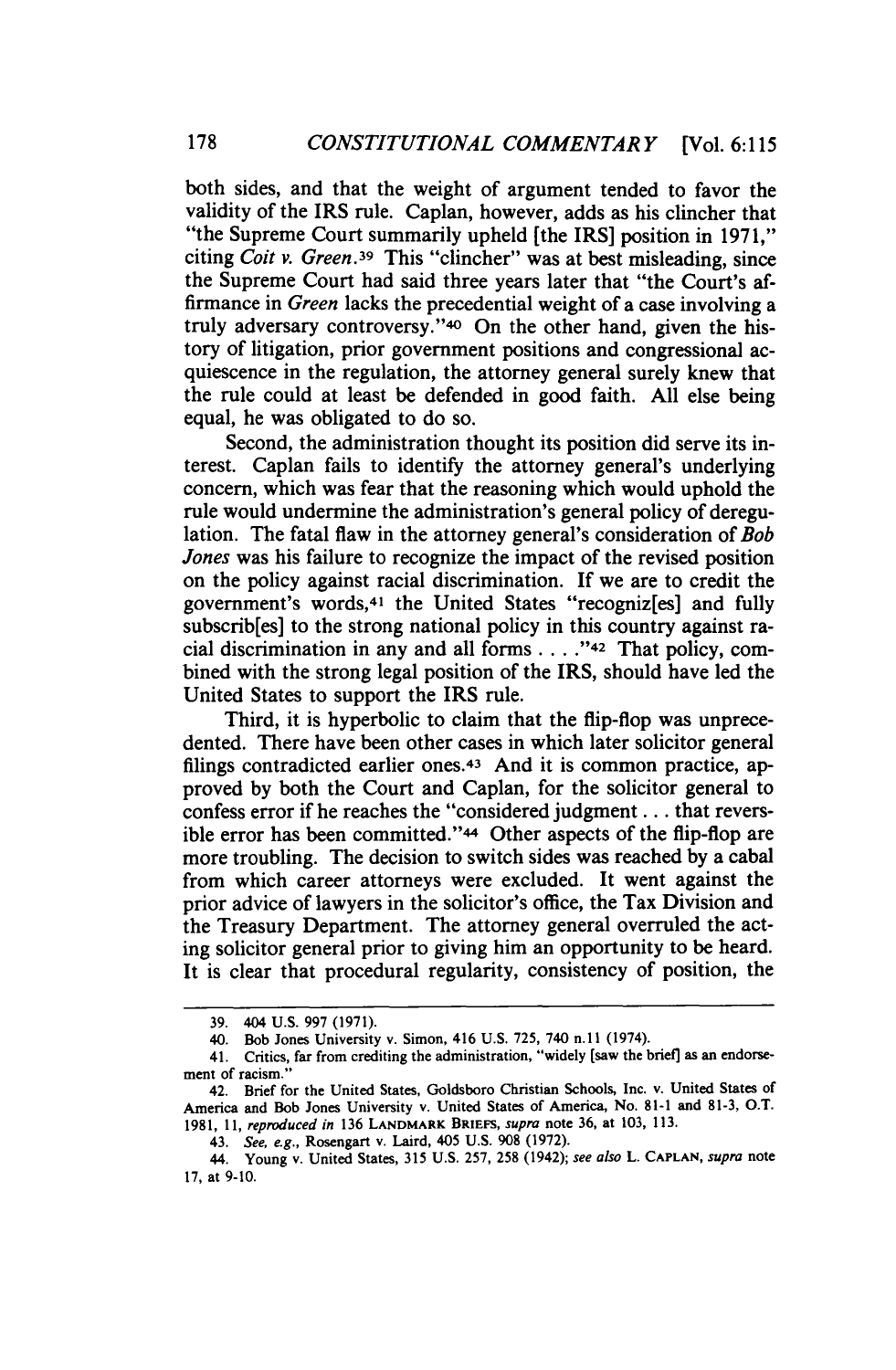both sides, and that the weight of argument tended to favor the validity of the IRS rule. Caplan, however, adds as his clincher that "the Supreme Court summarily upheld [the IRS] position in 1971," citing *Coit v. Green*.[39] This "clincher" was at best misleading, since the Supreme Court had said three years later that "the Court's affirmance in *Green* lacks the precedential weight of a case involving a truly adversary controversy."[40] On the other hand, given the history of litigation, prior government positions and congressional acquiescence in the regulation, the attorney general surely knew that the rule could at least be defended in good faith. All else being equal, he was obligated to do so.

Second, the administration thought its position did serve its interest. Caplan fails to identify the attorney general's underlying concern, which was fear that the reasoning which would uphold the rule would undermine the administration's general policy of deregulation. The fatal flaw in the attorney general's consideration of *Bob Jones* was his failure to recognize the impact of the revised position on the policy against racial discrimination. If we are to credit the government's words,[41] the United States "recogniz[es] and fully subscrib[es] to the strong national policy in this country against racial discrimination in any and all forms . . . ."[42] That policy, combined with the strong legal position of the IRS, should have led the United States to support the IRS rule.

Third, it is hyperbolic to claim that the flip-flop was unprecedented. There have been other cases in which later solicitor general filings contradicted earlier ones.[43] And it is common practice, approved by both the Court and Caplan, for the solicitor general to confess error if he reaches the "considered judgment . . . that reversible error has been committed."[44] Other aspects of the flip-flop are more troubling. The decision to switch sides was reached by a cabal from which career attorneys were excluded. It went against the prior advice of lawyers in the solicitor's office, the Tax Division and the Treasury Department. The attorney general overruled the acting solicitor general prior to giving him an opportunity to be heard. It is clear that procedural regularity, consistency of position, the

---

39. 404 U.S. 997 (1971).

40. Bob Jones University v. Simon, 416 U.S. 725, 740 n.11 (1974).

41. Critics, far from crediting the administration, "widely [saw the brief] as an endorsement of racism."

42. Brief for the United States, Goldsboro Christian Schools, Inc. v. United States of America and Bob Jones University v. United States of America, No. 81-1 and 81-3, O.T. 1981, 11, *reproduced in* 136 LANDMARK BRIEFS, *supra* note 36, at 103, 113.

43. *See, e.g.*, Rosengart v. Laird, 405 U.S. 908 (1972).

44. Young v. United States, 315 U.S. 257, 258 (1942); *see also* L. CAPLAN, *supra* note 17, at 9-10.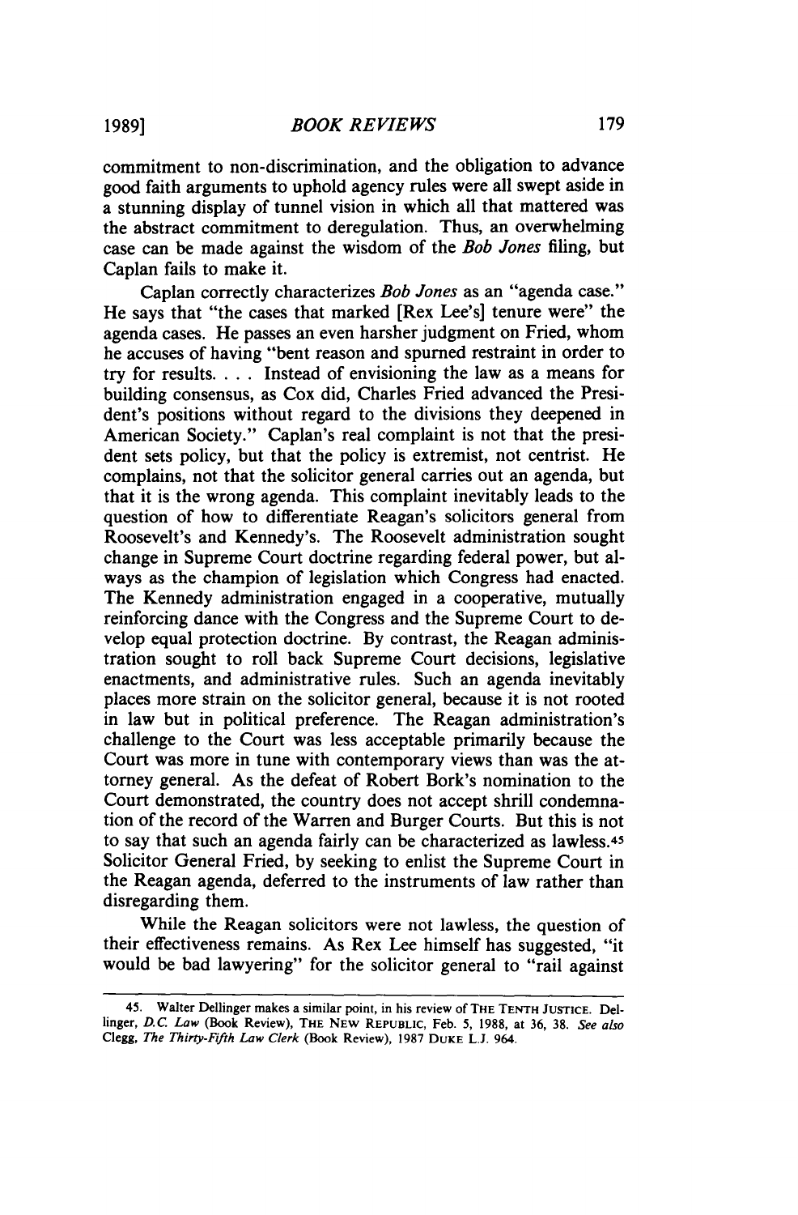commitment to non-discrimination, and the obligation to advance good faith arguments to uphold agency rules were all swept aside in a stunning display of tunnel vision in which all that mattered was the abstract commitment to deregulation. Thus, an overwhelming case can be made against the wisdom of the *Bob Jones* filing, but Caplan fails to make it.

Caplan correctly characterizes *Bob Jones* as an "agenda case." He says that "the cases that marked [Rex Lee's] tenure were" the agenda cases. He passes an even harsher judgment on Fried, whom he accuses of having "bent reason and spurned restraint in order to try for results. . . . Instead of envisioning the law as a means for building consensus, as Cox did, Charles Fried advanced the President's positions without regard to the divisions they deepened in American Society." Caplan's real complaint is not that the president sets policy, but that the policy is extremist, not centrist. He complains, not that the solicitor general carries out an agenda, but that it is the wrong agenda. This complaint inevitably leads to the question of how to differentiate Reagan's solicitors general from Roosevelt's and Kennedy's. The Roosevelt administration sought change in Supreme Court doctrine regarding federal power, but always as the champion of legislation which Congress had enacted. The Kennedy administration engaged in a cooperative, mutually reinforcing dance with the Congress and the Supreme Court to develop equal protection doctrine. By contrast, the Reagan administration sought to roll back Supreme Court decisions, legislative enactments, and administrative rules. Such an agenda inevitably places more strain on the solicitor general, because it is not rooted in law but in political preference. The Reagan administration's challenge to the Court was less acceptable primarily because the Court was more in tune with contemporary views than was the attorney general. As the defeat of Robert Bork's nomination to the Court demonstrated, the country does not accept shrill condemnation of the record of the Warren and Burger Courts. But this is not to say that such an agenda fairly can be characterized as lawless.[45] Solicitor General Fried, by seeking to enlist the Supreme Court in the Reagan agenda, deferred to the instruments of law rather than disregarding them.

While the Reagan solicitors were not lawless, the question of their effectiveness remains. As Rex Lee himself has suggested, "it would be bad lawyering" for the solicitor general to "rail against

---

45. Walter Dellinger makes a similar point, in his review of THE TENTH JUSTICE. Dellinger, *D.C. Law* (Book Review), THE NEW REPUBLIC, Feb. 5, 1988, at 36, 38. *See also* Clegg, *The Thirty-Fifth Law Clerk* (Book Review), 1987 DUKE L.J. 964.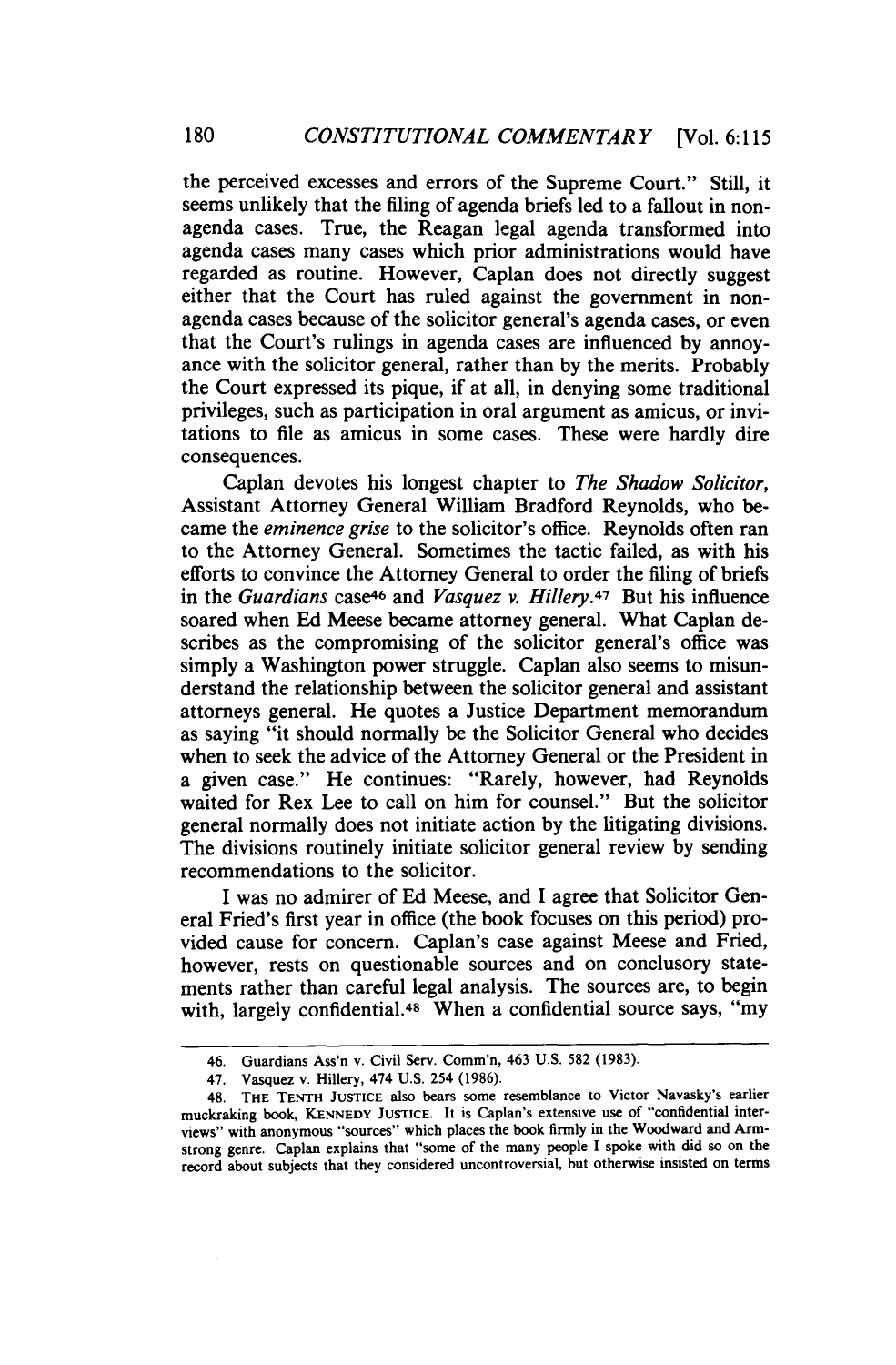the perceived excesses and errors of the Supreme Court." Still, it seems unlikely that the filing of agenda briefs led to a fallout in non-agenda cases. True, the Reagan legal agenda transformed into agenda cases many cases which prior administrations would have regarded as routine. However, Caplan does not directly suggest either that the Court has ruled against the government in non-agenda cases because of the solicitor general's agenda cases, or even that the Court's rulings in agenda cases are influenced by annoyance with the solicitor general, rather than by the merits. Probably the Court expressed its pique, if at all, in denying some traditional privileges, such as participation in oral argument as amicus, or invitations to file as amicus in some cases. These were hardly dire consequences.

Caplan devotes his longest chapter to *The Shadow Solicitor*, Assistant Attorney General William Bradford Reynolds, who became the *eminence grise* to the solicitor's office. Reynolds often ran to the Attorney General. Sometimes the tactic failed, as with his efforts to convince the Attorney General to order the filing of briefs in the *Guardians* case[46] and *Vasquez v. Hillery*.[47] But his influence soared when Ed Meese became attorney general. What Caplan describes as the compromising of the solicitor general's office was simply a Washington power struggle. Caplan also seems to misunderstand the relationship between the solicitor general and assistant attorneys general. He quotes a Justice Department memorandum as saying "it should normally be the Solicitor General who decides when to seek the advice of the Attorney General or the President in a given case." He continues: "Rarely, however, had Reynolds waited for Rex Lee to call on him for counsel." But the solicitor general normally does not initiate action by the litigating divisions. The divisions routinely initiate solicitor general review by sending recommendations to the solicitor.

I was no admirer of Ed Meese, and I agree that Solicitor General Fried's first year in office (the book focuses on this period) provided cause for concern. Caplan's case against Meese and Fried, however, rests on questionable sources and on conclusory statements rather than careful legal analysis. The sources are, to begin with, largely confidential.[48] When a confidential source says, "my

---

46. Guardians Ass'n v. Civil Serv. Comm'n, 463 U.S. 582 (1983).

47. Vasquez v. Hillery, 474 U.S. 254 (1986).

48. THE TENTH JUSTICE also bears some resemblance to Victor Navasky's earlier muckraking book, KENNEDY JUSTICE. It is Caplan's extensive use of "confidential interviews" with anonymous "sources" which places the book firmly in the Woodward and Armstrong genre. Caplan explains that "some of the many people I spoke with did so on the record about subjects that they considered uncontroversial, but otherwise insisted on terms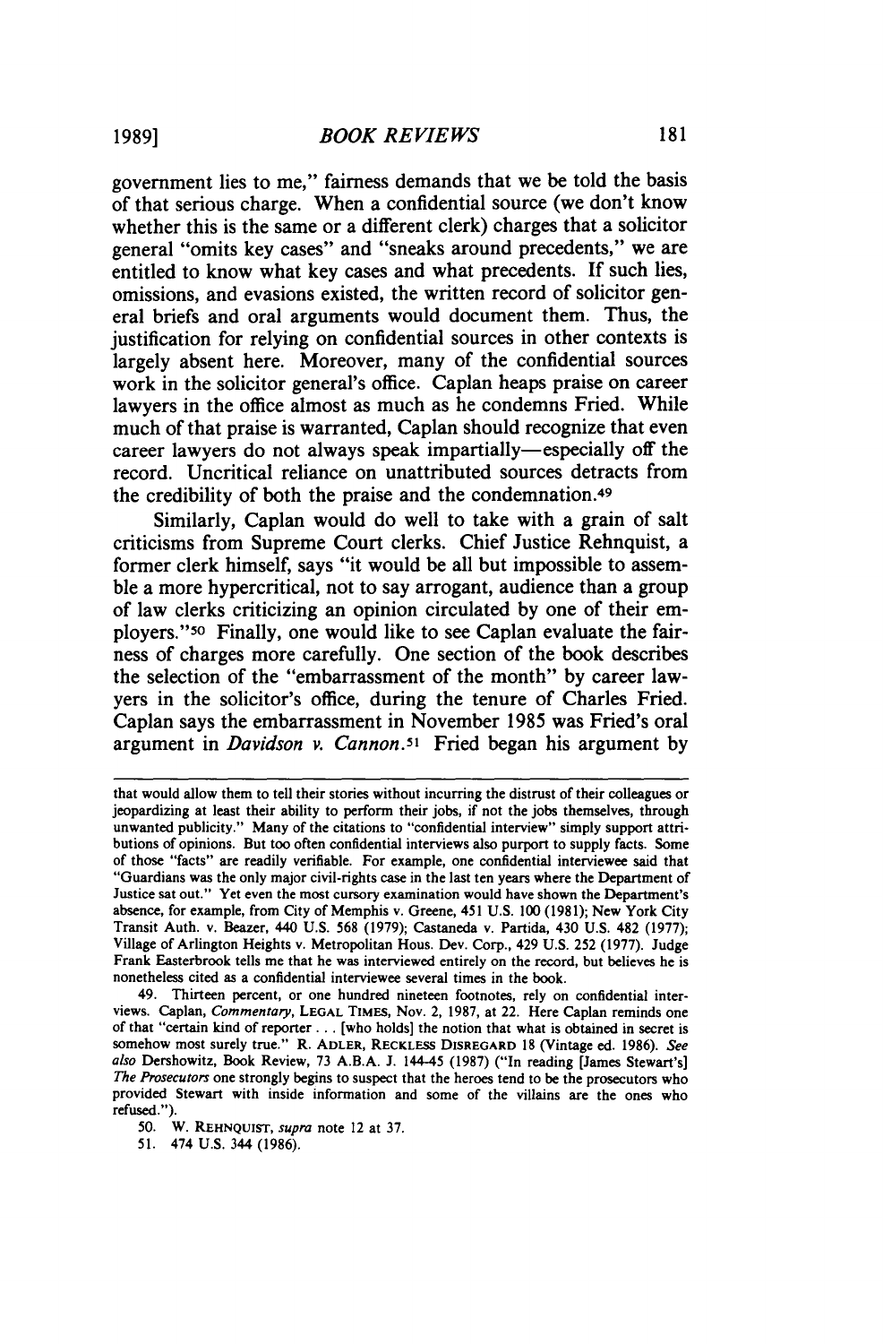government lies to me," fairness demands that we be told the basis of that serious charge. When a confidential source (we don't know whether this is the same or a different clerk) charges that a solicitor general "omits key cases" and "sneaks around precedents," we are entitled to know what key cases and what precedents. If such lies, omissions, and evasions existed, the written record of solicitor general briefs and oral arguments would document them. Thus, the justification for relying on confidential sources in other contexts is largely absent here. Moreover, many of the confidential sources work in the solicitor general's office. Caplan heaps praise on career lawyers in the office almost as much as he condemns Fried. While much of that praise is warranted, Caplan should recognize that even career lawyers do not always speak impartially—especially off the record. Uncritical reliance on unattributed sources detracts from the credibility of both the praise and the condemnation.[49]

Similarly, Caplan would do well to take with a grain of salt criticisms from Supreme Court clerks. Chief Justice Rehnquist, a former clerk himself, says "it would be all but impossible to assemble a more hypercritical, not to say arrogant, audience than a group of law clerks criticizing an opinion circulated by one of their employers."[50] Finally, one would like to see Caplan evaluate the fairness of charges more carefully. One section of the book describes the selection of the "embarrassment of the month" by career lawyers in the solicitor's office, during the tenure of Charles Fried. Caplan says the embarrassment in November 1985 was Fried's oral argument in *Davidson v. Cannon*.[51] Fried began his argument by

---

that would allow them to tell their stories without incurring the distrust of their colleagues or jeopardizing at least their ability to perform their jobs, if not the jobs themselves, through unwanted publicity." Many of the citations to "confidential interview" simply support attributions of opinions. But too often confidential interviews also purport to supply facts. Some of those "facts" are readily verifiable. For example, one confidential interviewee said that "Guardians was the only major civil-rights case in the last ten years where the Department of Justice sat out." Yet even the most cursory examination would have shown the Department's absence, for example, from City of Memphis v. Greene, 451 U.S. 100 (1981); New York City Transit Auth. v. Beazer, 440 U.S. 568 (1979); Castaneda v. Partida, 430 U.S. 482 (1977); Village of Arlington Heights v. Metropolitan Hous. Dev. Corp., 429 U.S. 252 (1977). Judge Frank Easterbrook tells me that he was interviewed entirely on the record, but believes he is nonetheless cited as a confidential interviewee several times in the book.

49. Thirteen percent, or one hundred nineteen footnotes, rely on confidential interviews. Caplan, *Commentary*, LEGAL TIMES, Nov. 2, 1987, at 22. Here Caplan reminds one of that "certain kind of reporter . . . [who holds] the notion that what is obtained in secret is somehow most surely true." R. ADLER, RECKLESS DISREGARD 18 (Vintage ed. 1986). *See also* Dershowitz, Book Review, 73 A.B.A. J. 144-45 (1987) ("In reading [James Stewart's] *The Prosecutors* one strongly begins to suspect that the heroes tend to be the prosecutors who provided Stewart with inside information and some of the villains are the ones who refused.").

50. W. REHNQUIST, *supra* note 12 at 37.

51. 474 U.S. 344 (1986).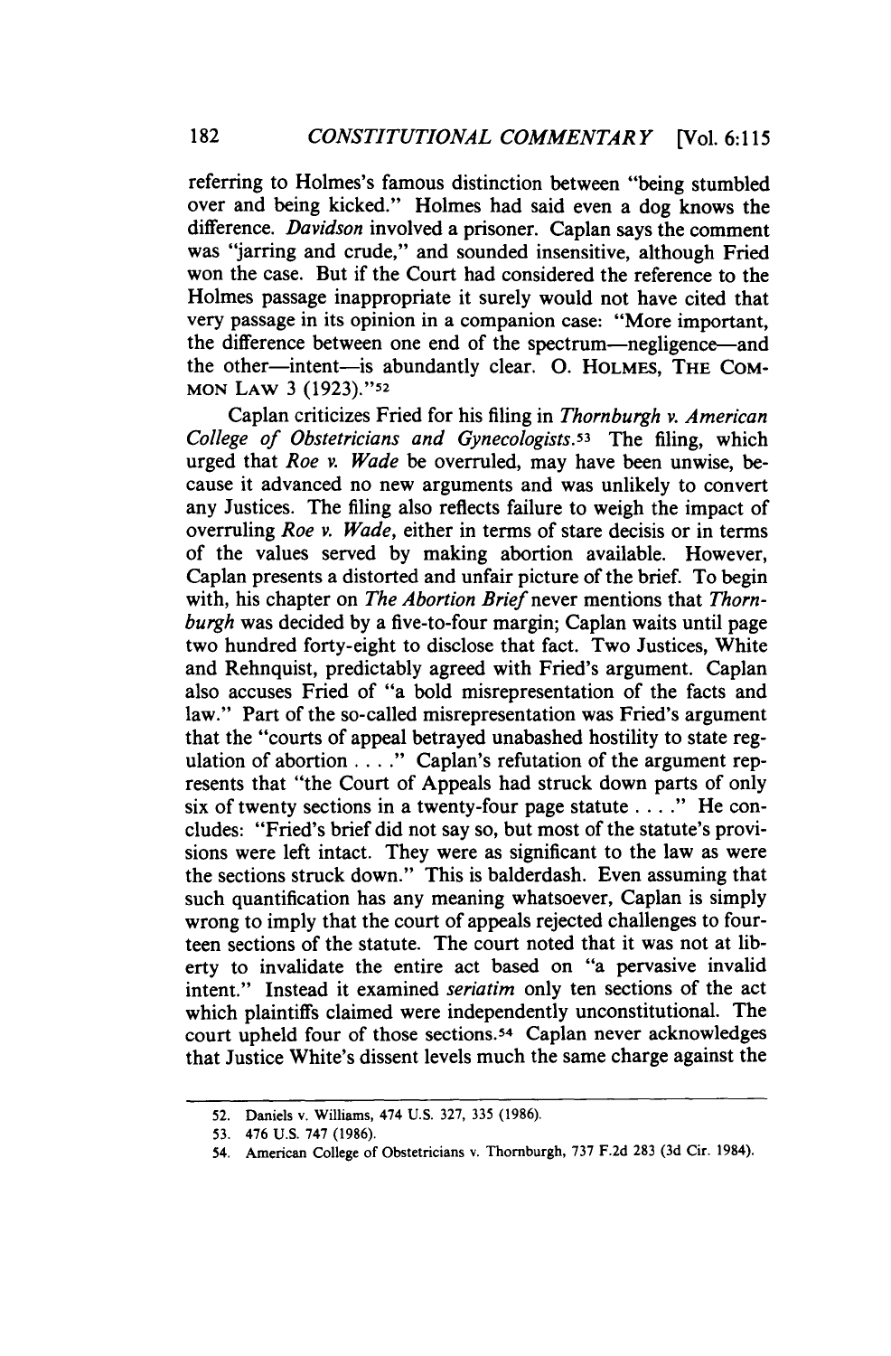referring to Holmes's famous distinction between "being stumbled over and being kicked." Holmes had said even a dog knows the difference. *Davidson* involved a prisoner. Caplan says the comment was "jarring and crude," and sounded insensitive, although Fried won the case. But if the Court had considered the reference to the Holmes passage inappropriate it surely would not have cited that very passage in its opinion in a companion case: "More important, the difference between one end of the spectrum—negligence—and the other—intent—is abundantly clear. O. HOLMES, THE COMMON LAW 3 (1923)."[52]

Caplan criticizes Fried for his filing in *Thornburgh v. American College of Obstetricians and Gynecologists*.[53] The filing, which urged that *Roe v. Wade* be overruled, may have been unwise, because it advanced no new arguments and was unlikely to convert any Justices. The filing also reflects failure to weigh the impact of overruling *Roe v. Wade*, either in terms of stare decisis or in terms of the values served by making abortion available. However, Caplan presents a distorted and unfair picture of the brief. To begin with, his chapter on *The Abortion Brief* never mentions that *Thornburgh* was decided by a five-to-four margin; Caplan waits until page two hundred forty-eight to disclose that fact. Two Justices, White and Rehnquist, predictably agreed with Fried's argument. Caplan also accuses Fried of "a bold misrepresentation of the facts and law." Part of the so-called misrepresentation was Fried's argument that the "courts of appeal betrayed unabashed hostility to state regulation of abortion . . . ." Caplan's refutation of the argument represents that "the Court of Appeals had struck down parts of only six of twenty sections in a twenty-four page statute . . . ." He concludes: "Fried's brief did not say so, but most of the statute's provisions were left intact. They were as significant to the law as were the sections struck down." This is balderdash. Even assuming that such quantification has any meaning whatsoever, Caplan is simply wrong to imply that the court of appeals rejected challenges to fourteen sections of the statute. The court noted that it was not at liberty to invalidate the entire act based on "a pervasive invalid intent." Instead it examined *seriatim* only ten sections of the act which plaintiffs claimed were independently unconstitutional. The court upheld four of those sections.[54] Caplan never acknowledges that Justice White's dissent levels much the same charge against the

---

52. Daniels v. Williams, 474 U.S. 327, 335 (1986).

53. 476 U.S. 747 (1986).

54. American College of Obstetricians v. Thornburgh, 737 F.2d 283 (3d Cir. 1984).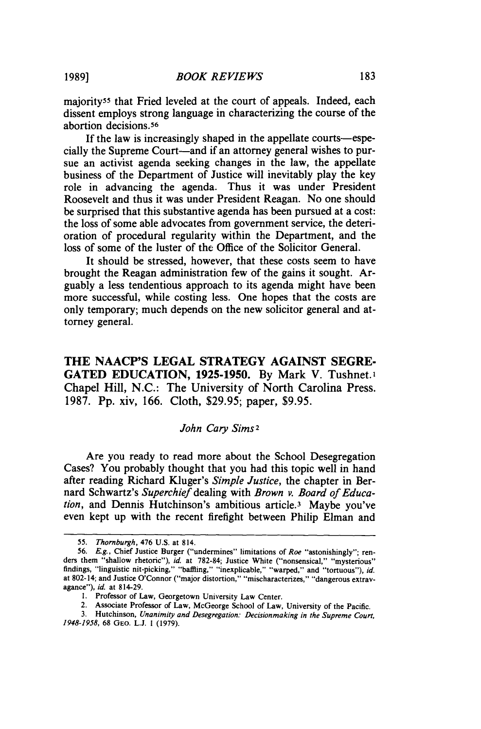majority[55] that Fried leveled at the court of appeals. Indeed, each dissent employs strong language in characterizing the course of the abortion decisions.[56]

If the law is increasingly shaped in the appellate courts—especially the Supreme Court—and if an attorney general wishes to pursue an activist agenda seeking changes in the law, the appellate business of the Department of Justice will inevitably play the key role in advancing the agenda. Thus it was under President Roosevelt and thus it was under President Reagan. No one should be surprised that this substantive agenda has been pursued at a cost: the loss of some able advocates from government service, the deterioration of procedural regularity within the Department, and the loss of some of the luster of the Office of the Solicitor General.

It should be stressed, however, that these costs seem to have brought the Reagan administration few of the gains it sought. Arguably a less tendentious approach to its agenda might have been more successful, while costing less. One hopes that the costs are only temporary; much depends on the new solicitor general and attorney general.

## THE NAACP'S LEGAL STRATEGY AGAINST SEGREGATED EDUCATION, 1925-1950. By Mark V. Tushnet.[1] Chapel Hill, N.C.: The University of North Carolina Press. 1987. Pp. xiv, 166. Cloth, $29.95; paper, $9.95.

*John Cary Sims*[2]

Are you ready to read more about the School Desegregation Cases? You probably thought that you had this topic well in hand after reading Richard Kluger's *Simple Justice*, the chapter in Bernard Schwartz's *Superchief* dealing with *Brown v. Board of Education*, and Dennis Hutchinson's ambitious article.[3] Maybe you've even kept up with the recent firefight between Philip Elman and

---

55. *Thornburgh*, 476 U.S. at 814.

56. *E.g.*, Chief Justice Burger ("undermines" limitations of *Roe* "astonishingly"; renders them "shallow rhetoric"), *id.* at 782-84; Justice White ("nonsensical," "mysterious" findings, "linguistic nit-picking," "baffling," "inexplicable," "warped," and "tortuous"), *id.* at 802-14; and Justice O'Connor ("major distortion," "mischaracterizes," "dangerous extravagance"), *id.* at 814-29.

1. Professor of Law, Georgetown University Law Center.

2. Associate Professor of Law, McGeorge School of Law, University of the Pacific.

3. Hutchinson, *Unanimity and Desegregation: Decisionmaking in the Supreme Court, 1948-1958*, 68 GEO. L.J. 1 (1979).